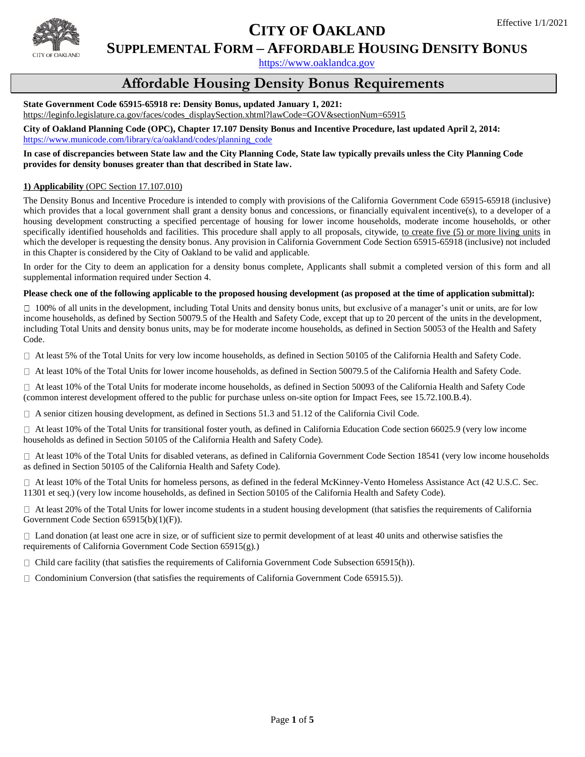Effective 1/1/2021

# CITY OF OAKLAND

## SUPPLEMENTAL FORM – AFFORDABLE HOUSING DENSITY BONUS

https://www.oaklandca.gov

## Affordable Housing Density Bonus Requirements

**State Government Code 65915-65918 re: Density Bonus, updated January 1, 2021:**
https://leginfo.legislature.ca.gov/faces/codes_displaySection.xhtml?lawCode=GOV&sectionNum=65915

**City of Oakland Planning Code (OPC), Chapter 17.107 Density Bonus and Incentive Procedure, last updated April 2, 2014:**
https://www.municode.com/library/ca/oakland/codes/planning_code

**In case of discrepancies between State law and the City Planning Code, State law typically prevails unless the City Planning Code provides for density bonuses greater than that described in State law.**

**1) Applicability** (OPC Section 17.107.010)

The Density Bonus and Incentive Procedure is intended to comply with provisions of the California Government Code 65915-65918 (inclusive) which provides that a local government shall grant a density bonus and concessions, or financially equivalent incentive(s), to a developer of a housing development constructing a specified percentage of housing for lower income households, moderate income households, or other specifically identified households and facilities. This procedure shall apply to all proposals, citywide, to create five (5) or more living units in which the developer is requesting the density bonus. Any provision in California Government Code Section 65915-65918 (inclusive) not included in this Chapter is considered by the City of Oakland to be valid and applicable.

In order for the City to deem an application for a density bonus complete, Applicants shall submit a completed version of this form and all supplemental information required under Section 4.

**Please check one of the following applicable to the proposed housing development (as proposed at the time of application submittal):**

☐ 100% of all units in the development, including Total Units and density bonus units, but exclusive of a manager's unit or units, are for low income households, as defined by Section 50079.5 of the Health and Safety Code, except that up to 20 percent of the units in the development, including Total Units and density bonus units, may be for moderate income households, as defined in Section 50053 of the Health and Safety Code.

☐ At least 5% of the Total Units for very low income households, as defined in Section 50105 of the California Health and Safety Code.

☐ At least 10% of the Total Units for lower income households, as defined in Section 50079.5 of the California Health and Safety Code.

☐ At least 10% of the Total Units for moderate income households, as defined in Section 50093 of the California Health and Safety Code (common interest development offered to the public for purchase unless on-site option for Impact Fees, see 15.72.100.B.4).

☐ A senior citizen housing development, as defined in Sections 51.3 and 51.12 of the California Civil Code.

☐ At least 10% of the Total Units for transitional foster youth, as defined in California Education Code section 66025.9 (very low income households as defined in Section 50105 of the California Health and Safety Code).

☐ At least 10% of the Total Units for disabled veterans, as defined in California Government Code Section 18541 (very low income households as defined in Section 50105 of the California Health and Safety Code).

☐ At least 10% of the Total Units for homeless persons, as defined in the federal McKinney-Vento Homeless Assistance Act (42 U.S.C. Sec. 11301 et seq.) (very low income households, as defined in Section 50105 of the California Health and Safety Code).

☐ At least 20% of the Total Units for lower income students in a student housing development (that satisfies the requirements of California Government Code Section 65915(b)(1)(F)).

☐ Land donation (at least one acre in size, or of sufficient size to permit development of at least 40 units and otherwise satisfies the requirements of California Government Code Section 65915(g).)

☐ Child care facility (that satisfies the requirements of California Government Code Subsection 65915(h)).

☐ Condominium Conversion (that satisfies the requirements of California Government Code 65915.5)).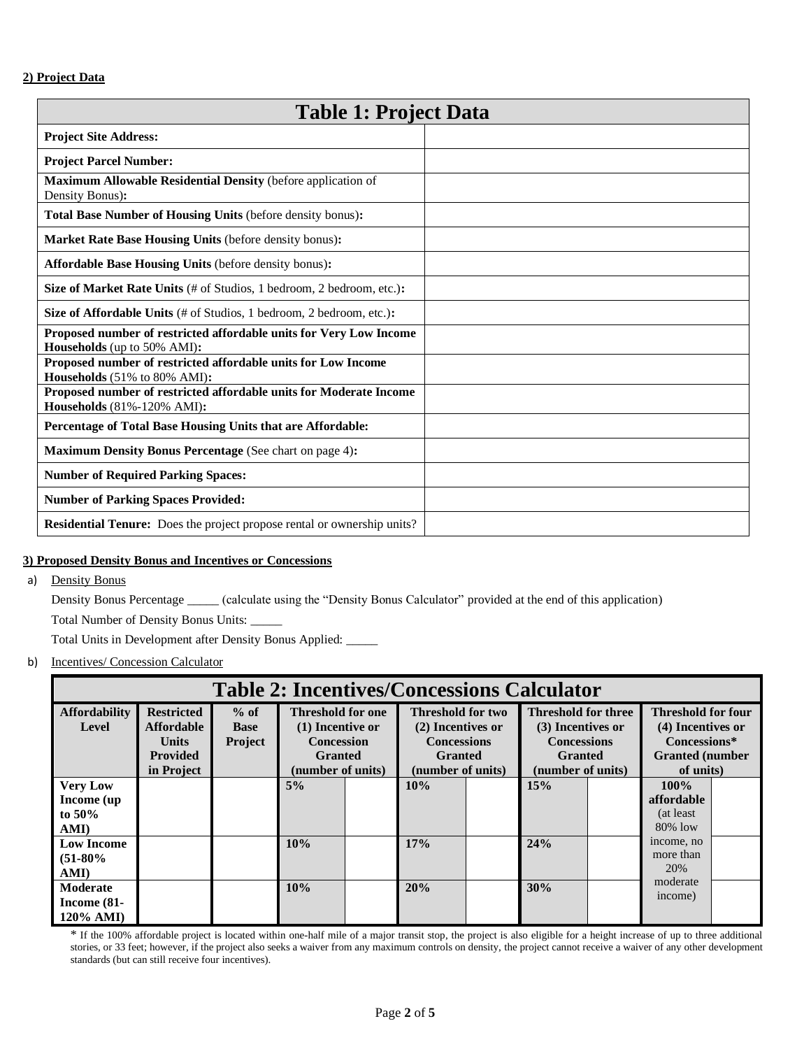**2) Project Data**

| Table 1: Project Data | |
|---|---|
| **Project Site Address:** | |
| **Project Parcel Number:** | |
| **Maximum Allowable Residential Density** (before application of Density Bonus)**:** | |
| **Total Base Number of Housing Units** (before density bonus)**:** | |
| **Market Rate Base Housing Units** (before density bonus)**:** | |
| **Affordable Base Housing Units** (before density bonus)**:** | |
| **Size of Market Rate Units** (# of Studios, 1 bedroom, 2 bedroom, etc.)**:** | |
| **Size of Affordable Units** (# of Studios, 1 bedroom, 2 bedroom, etc.)**:** | |
| **Proposed number of restricted affordable units for Very Low Income Households** (up to 50% AMI)**:** | |
| **Proposed number of restricted affordable units for Low Income Households** (51% to 80% AMI)**:** | |
| **Proposed number of restricted affordable units for Moderate Income Households** (81%-120% AMI)**:** | |
| **Percentage of Total Base Housing Units that are Affordable:** | |
| **Maximum Density Bonus Percentage** (See chart on page 4)**:** | |
| **Number of Required Parking Spaces:** | |
| **Number of Parking Spaces Provided:** | |
| **Residential Tenure:** Does the project propose rental or ownership units? | |

**3) Proposed Density Bonus and Incentives or Concessions**

a) Density Bonus

Density Bonus Percentage _____ (calculate using the "Density Bonus Calculator" provided at the end of this application)

Total Number of Density Bonus Units: _____

Total Units in Development after Density Bonus Applied: _____

b) Incentives/ Concession Calculator

| Table 2: Incentives/Concessions Calculator | | | | | | | | | | |
|---|---|---|---|---|---|---|---|---|---|---|
| **Affordability Level** | **Restricted Affordable Units Provided in Project** | **% of Base Project** | **Threshold for one (1) Incentive or Concession Granted (number of units)** | | **Threshold for two (2) Incentives or Concessions Granted (number of units)** | | **Threshold for three (3) Incentives or Concessions Granted (number of units)** | | **Threshold for four (4) Incentives or Concessions* Granted (number of units)** | |
| **Very Low Income (up to 50% AMI)** | | | **5%** | | **10%** | | **15%** | | **100% affordable** (at least 80% low income, no more than 20% moderate income) | |
| **Low Income (51-80% AMI)** | | | **10%** | | **17%** | | **24%** | | | |
| **Moderate Income (81-120% AMI)** | | | **10%** | | **20%** | | **30%** | | | |

* If the 100% affordable project is located within one-half mile of a major transit stop, the project is also eligible for a height increase of up to three additional stories, or 33 feet; however, if the project also seeks a waiver from any maximum controls on density, the project cannot receive a waiver of any other development standards (but can still receive four incentives).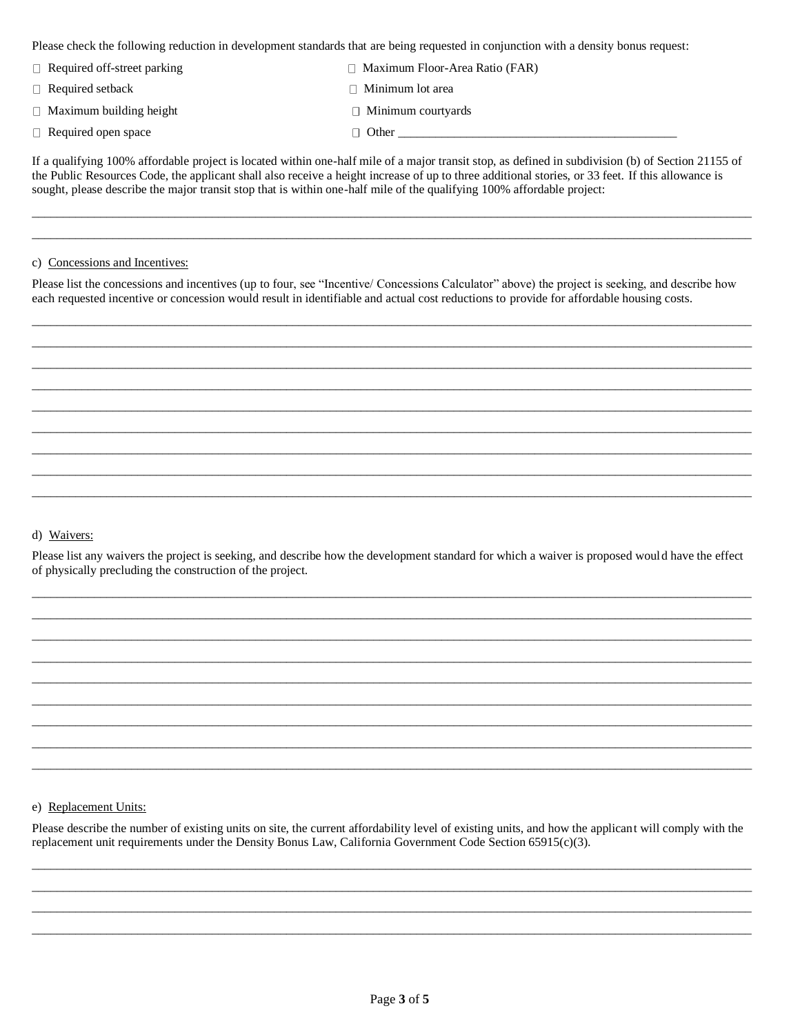Please check the following reduction in development standards that are being requested in conjunction with a density bonus request:

- ☐ Required off-street parking
- ☐ Required setback
- ☐ Maximum building height
- ☐ Required open space
- ☐ Maximum Floor-Area Ratio (FAR)
- ☐ Minimum lot area
- ☐ Minimum courtyards
- ☐ Other ____________________________________________

If a qualifying 100% affordable project is located within one-half mile of a major transit stop, as defined in subdivision (b) of Section 21155 of the Public Resources Code, the applicant shall also receive a height increase of up to three additional stories, or 33 feet. If this allowance is sought, please describe the major transit stop that is within one-half mile of the qualifying 100% affordable project:

________________________________________________________________________________________________________

________________________________________________________________________________________________________

c) Concessions and Incentives:

Please list the concessions and incentives (up to four, see "Incentive/ Concessions Calculator" above) the project is seeking, and describe how each requested incentive or concession would result in identifiable and actual cost reductions to provide for affordable housing costs.

________________________________________________________________________________________________________

________________________________________________________________________________________________________

________________________________________________________________________________________________________

________________________________________________________________________________________________________

________________________________________________________________________________________________________

________________________________________________________________________________________________________

________________________________________________________________________________________________________

________________________________________________________________________________________________________

________________________________________________________________________________________________________

d) Waivers:

Please list any waivers the project is seeking, and describe how the development standard for which a waiver is proposed would have the effect of physically precluding the construction of the project.

________________________________________________________________________________________________________

________________________________________________________________________________________________________

________________________________________________________________________________________________________

________________________________________________________________________________________________________

________________________________________________________________________________________________________

________________________________________________________________________________________________________

________________________________________________________________________________________________________

________________________________________________________________________________________________________

________________________________________________________________________________________________________

e) Replacement Units:

Please describe the number of existing units on site, the current affordability level of existing units, and how the applicant will comply with the replacement unit requirements under the Density Bonus Law, California Government Code Section 65915(c)(3).

________________________________________________________________________________________________________

________________________________________________________________________________________________________

________________________________________________________________________________________________________

________________________________________________________________________________________________________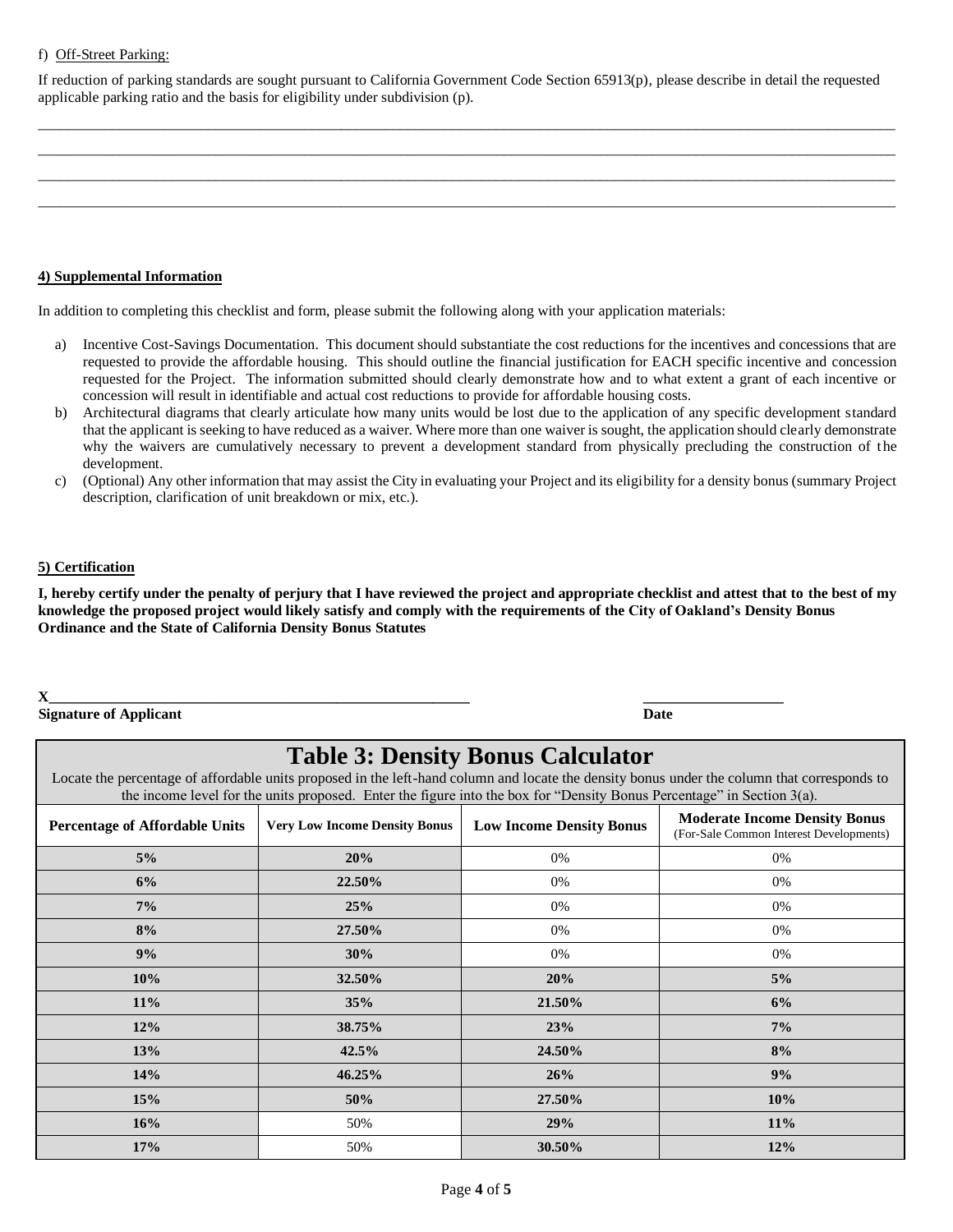f) Off-Street Parking:

If reduction of parking standards are sought pursuant to California Government Code Section 65913(p), please describe in detail the requested applicable parking ratio and the basis for eligibility under subdivision (p).

\_\_\_\_\_\_\_\_\_\_\_\_\_\_\_\_\_\_\_\_\_\_\_\_\_\_\_\_\_\_\_\_\_\_\_\_\_\_\_\_\_\_\_\_\_\_\_\_\_\_\_\_\_\_\_\_\_\_\_\_\_\_\_\_\_\_\_\_\_\_\_\_\_\_\_\_\_\_

\_\_\_\_\_\_\_\_\_\_\_\_\_\_\_\_\_\_\_\_\_\_\_\_\_\_\_\_\_\_\_\_\_\_\_\_\_\_\_\_\_\_\_\_\_\_\_\_\_\_\_\_\_\_\_\_\_\_\_\_\_\_\_\_\_\_\_\_\_\_\_\_\_\_\_\_\_\_

\_\_\_\_\_\_\_\_\_\_\_\_\_\_\_\_\_\_\_\_\_\_\_\_\_\_\_\_\_\_\_\_\_\_\_\_\_\_\_\_\_\_\_\_\_\_\_\_\_\_\_\_\_\_\_\_\_\_\_\_\_\_\_\_\_\_\_\_\_\_\_\_\_\_\_\_\_\_

\_\_\_\_\_\_\_\_\_\_\_\_\_\_\_\_\_\_\_\_\_\_\_\_\_\_\_\_\_\_\_\_\_\_\_\_\_\_\_\_\_\_\_\_\_\_\_\_\_\_\_\_\_\_\_\_\_\_\_\_\_\_\_\_\_\_\_\_\_\_\_\_\_\_\_\_\_\_

## 4) Supplemental Information

In addition to completing this checklist and form, please submit the following along with your application materials:

a) Incentive Cost-Savings Documentation. This document should substantiate the cost reductions for the incentives and concessions that are requested to provide the affordable housing. This should outline the financial justification for EACH specific incentive and concession requested for the Project. The information submitted should clearly demonstrate how and to what extent a grant of each incentive or concession will result in identifiable and actual cost reductions to provide for affordable housing costs.
b) Architectural diagrams that clearly articulate how many units would be lost due to the application of any specific development standard that the applicant is seeking to have reduced as a waiver. Where more than one waiver is sought, the application should clearly demonstrate why the waivers are cumulatively necessary to prevent a development standard from physically precluding the construction of the development.
c) (Optional) Any other information that may assist the City in evaluating your Project and its eligibility for a density bonus (summary Project description, clarification of unit breakdown or mix, etc.).

## 5) Certification

**I, hereby certify under the penalty of perjury that I have reviewed the project and appropriate checklist and attest that to the best of my knowledge the proposed project would likely satisfy and comply with the requirements of the City of Oakland's Density Bonus Ordinance and the State of California Density Bonus Statutes**

**X\_\_\_\_\_\_\_\_\_\_\_\_\_\_\_\_\_\_\_\_\_\_\_\_\_\_\_\_\_\_\_\_\_\_\_\_\_\_\_\_** \_\_\_\_\_\_\_\_\_\_\_\_\_\_\_\_\_\_
**Signature of Applicant** **Date**

## Table 3: Density Bonus Calculator

Locate the percentage of affordable units proposed in the left-hand column and locate the density bonus under the column that corresponds to the income level for the units proposed. Enter the figure into the box for "Density Bonus Percentage" in Section 3(a).

| Percentage of Affordable Units | Very Low Income Density Bonus | Low Income Density Bonus | Moderate Income Density Bonus (For-Sale Common Interest Developments) |
|---|---|---|---|
| **5%** | **20%** | 0% | 0% |
| **6%** | **22.50%** | 0% | 0% |
| **7%** | **25%** | 0% | 0% |
| **8%** | **27.50%** | 0% | 0% |
| **9%** | **30%** | 0% | 0% |
| **10%** | **32.50%** | **20%** | **5%** |
| **11%** | **35%** | **21.50%** | **6%** |
| **12%** | **38.75%** | **23%** | **7%** |
| **13%** | **42.5%** | **24.50%** | **8%** |
| **14%** | **46.25%** | **26%** | **9%** |
| **15%** | **50%** | **27.50%** | **10%** |
| **16%** | 50% | **29%** | **11%** |
| **17%** | 50% | **30.50%** | **12%** |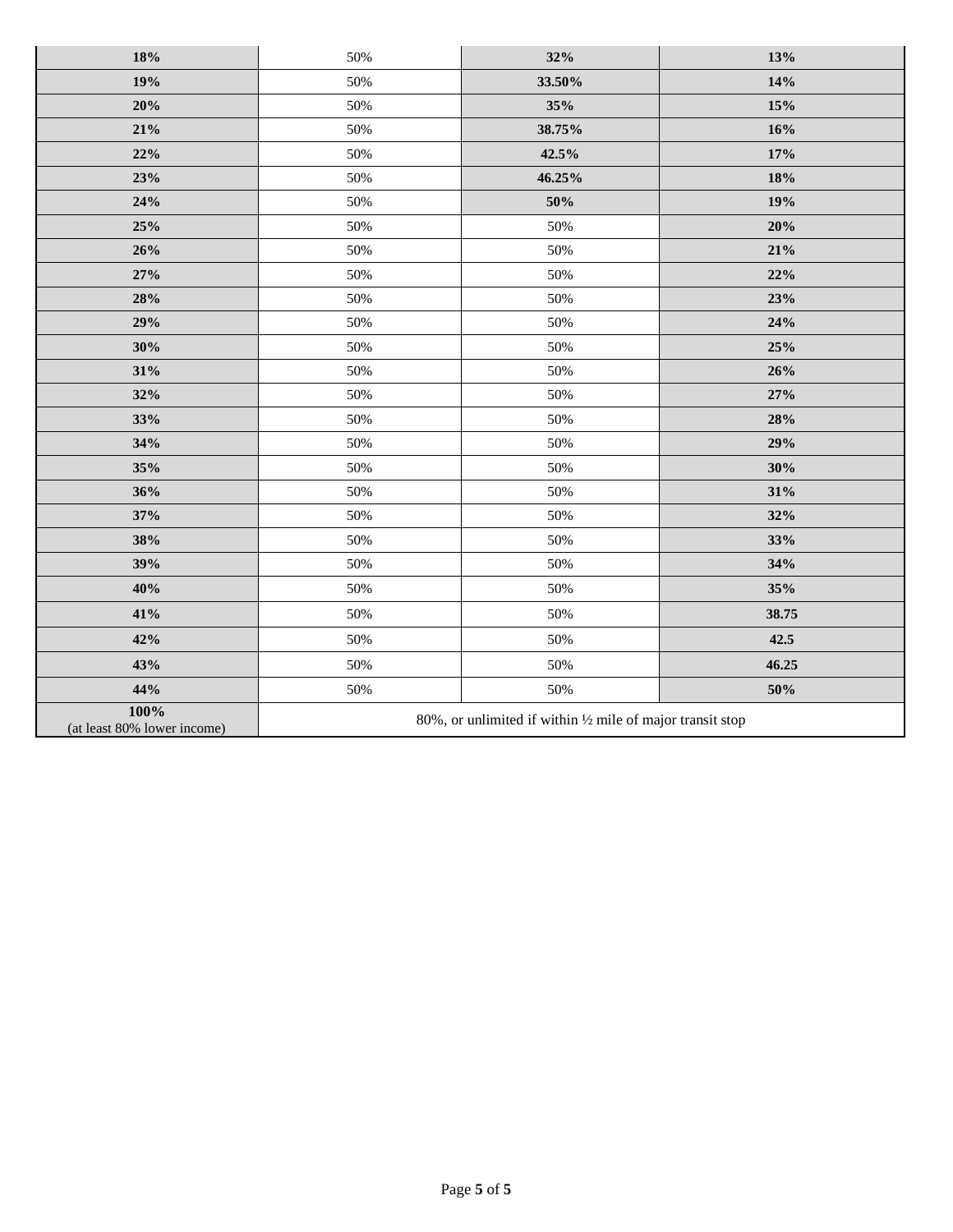| | | | |
|---|---|---|---|
| **18%** | 50% | **32%** | **13%** |
| **19%** | 50% | **33.50%** | **14%** |
| **20%** | 50% | **35%** | **15%** |
| **21%** | 50% | **38.75%** | **16%** |
| **22%** | 50% | **42.5%** | **17%** |
| **23%** | 50% | **46.25%** | **18%** |
| **24%** | 50% | **50%** | **19%** |
| **25%** | 50% | 50% | **20%** |
| **26%** | 50% | 50% | **21%** |
| **27%** | 50% | 50% | **22%** |
| **28%** | 50% | 50% | **23%** |
| **29%** | 50% | 50% | **24%** |
| **30%** | 50% | 50% | **25%** |
| **31%** | 50% | 50% | **26%** |
| **32%** | 50% | 50% | **27%** |
| **33%** | 50% | 50% | **28%** |
| **34%** | 50% | 50% | **29%** |
| **35%** | 50% | 50% | **30%** |
| **36%** | 50% | 50% | **31%** |
| **37%** | 50% | 50% | **32%** |
| **38%** | 50% | 50% | **33%** |
| **39%** | 50% | 50% | **34%** |
| **40%** | 50% | 50% | **35%** |
| **41%** | 50% | 50% | **38.75** |
| **42%** | 50% | 50% | **42.5** |
| **43%** | 50% | 50% | **46.25** |
| **44%** | 50% | 50% | **50%** |
| **100%** (at least 80% lower income) | 80%, or unlimited if within ½ mile of major transit stop | | |